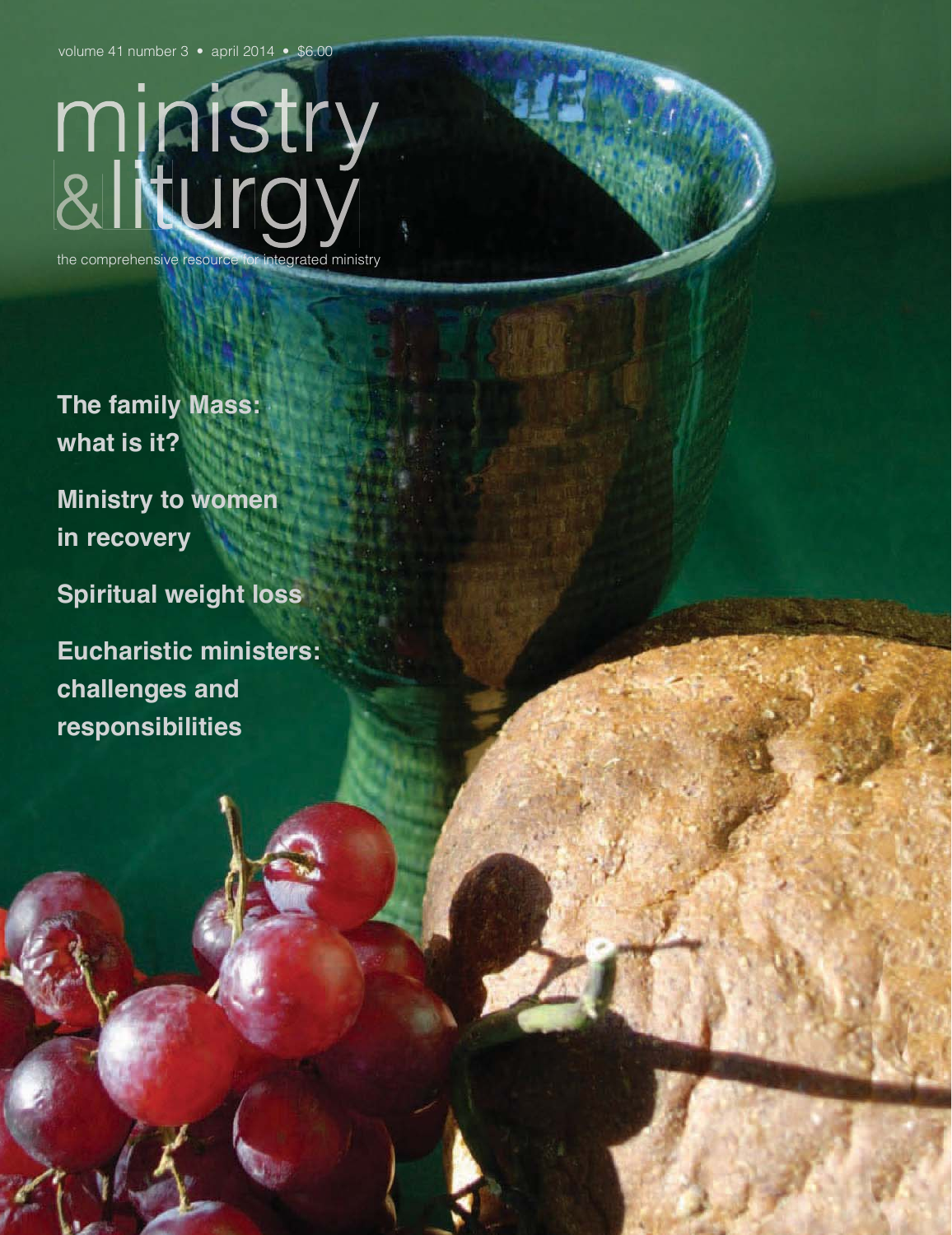volume 41 number 3 • april 2014 • $6.00

# ministry & liturgy

the comprehensive resource for integrated ministry

**The family Mass: what is it?**

**Ministry to women in recovery**

**Spiritual weight loss**

**Eucharistic ministers: challenges and responsibilities**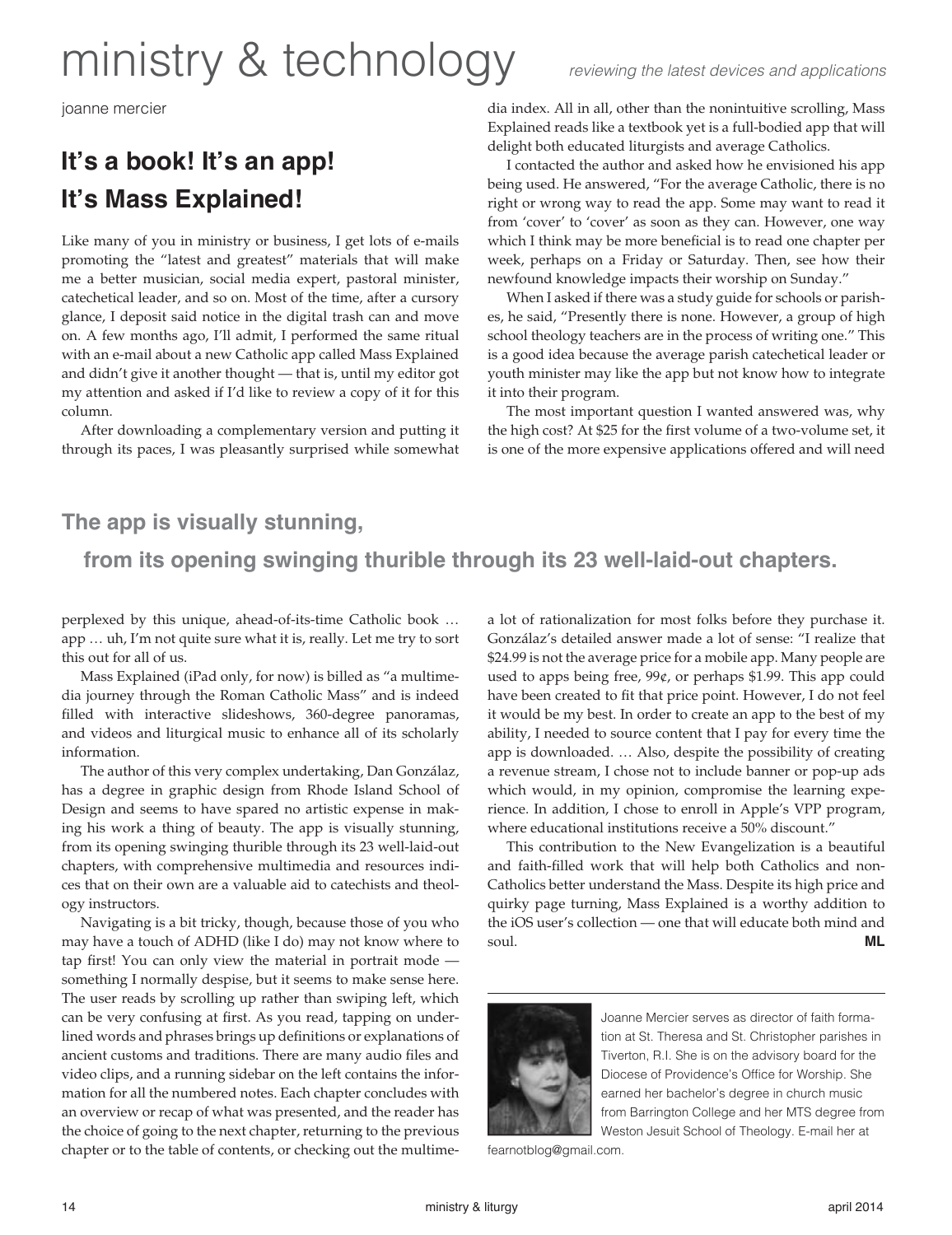# ministry & technology

*reviewing the latest devices and applications*

joanne mercier

## It's a book! It's an app! It's Mass Explained!

Like many of you in ministry or business, I get lots of e-mails promoting the "latest and greatest" materials that will make me a better musician, social media expert, pastoral minister, catechetical leader, and so on. Most of the time, after a cursory glance, I deposit said notice in the digital trash can and move on. A few months ago, I'll admit, I performed the same ritual with an e-mail about a new Catholic app called Mass Explained and didn't give it another thought — that is, until my editor got my attention and asked if I'd like to review a copy of it for this column.

After downloading a complementary version and putting it through its paces, I was pleasantly surprised while somewhat perplexed by this unique, ahead-of-its-time Catholic book … app … uh, I'm not quite sure what it is, really. Let me try to sort this out for all of us.

Mass Explained (iPad only, for now) is billed as "a multimedia journey through the Roman Catholic Mass" and is indeed filled with interactive slideshows, 360-degree panoramas, and videos and liturgical music to enhance all of its scholarly information.

The author of this very complex undertaking, Dan Gonzálaz, has a degree in graphic design from Rhode Island School of Design and seems to have spared no artistic expense in making his work a thing of beauty. The app is visually stunning, from its opening swinging thurible through its 23 well-laid-out chapters, with comprehensive multimedia and resources indices that on their own are a valuable aid to catechists and theology instructors.

**The app is visually stunning, from its opening swinging thurible through its 23 well-laid-out chapters.**

Navigating is a bit tricky, though, because those of you who may have a touch of ADHD (like I do) may not know where to tap first! You can only view the material in portrait mode — something I normally despise, but it seems to make sense here. The user reads by scrolling up rather than swiping left, which can be very confusing at first. As you read, tapping on underlined words and phrases brings up definitions or explanations of ancient customs and traditions. There are many audio files and video clips, and a running sidebar on the left contains the information for all the numbered notes. Each chapter concludes with an overview or recap of what was presented, and the reader has the choice of going to the next chapter, returning to the previous chapter or to the table of contents, or checking out the multimedia index. All in all, other than the nonintuitive scrolling, Mass Explained reads like a textbook yet is a full-bodied app that will delight both educated liturgists and average Catholics.

I contacted the author and asked how he envisioned his app being used. He answered, "For the average Catholic, there is no right or wrong way to read the app. Some may want to read it from 'cover' to 'cover' as soon as they can. However, one way which I think may be more beneficial is to read one chapter per week, perhaps on a Friday or Saturday. Then, see how their newfound knowledge impacts their worship on Sunday."

When I asked if there was a study guide for schools or parishes, he said, "Presently there is none. However, a group of high school theology teachers are in the process of writing one." This is a good idea because the average parish catechetical leader or youth minister may like the app but not know how to integrate it into their program.

The most important question I wanted answered was, why the high cost? At $25 for the first volume of a two-volume set, it is one of the more expensive applications offered and will need a lot of rationalization for most folks before they purchase it. Gonzálaz's detailed answer made a lot of sense: "I realize that $24.99 is not the average price for a mobile app. Many people are used to apps being free, 99¢, or perhaps $1.99. This app could have been created to fit that price point. However, I do not feel it would be my best. In order to create an app to the best of my ability, I needed to source content that I pay for every time the app is downloaded. … Also, despite the possibility of creating a revenue stream, I chose not to include banner or pop-up ads which would, in my opinion, compromise the learning experience. In addition, I chose to enroll in Apple's VPP program, where educational institutions receive a 50% discount."

This contribution to the New Evangelization is a beautiful and faith-filled work that will help both Catholics and non-Catholics better understand the Mass. Despite its high price and quirky page turning, Mass Explained is a worthy addition to the iOS user's collection — one that will educate both mind and soul. **ML**

---

Joanne Mercier serves as director of faith formation at St. Theresa and St. Christopher parishes in Tiverton, R.I. She is on the advisory board for the Diocese of Providence's Office for Worship. She earned her bachelor's degree in church music from Barrington College and her MTS degree from Weston Jesuit School of Theology. E-mail her at fearnotblog@gmail.com.